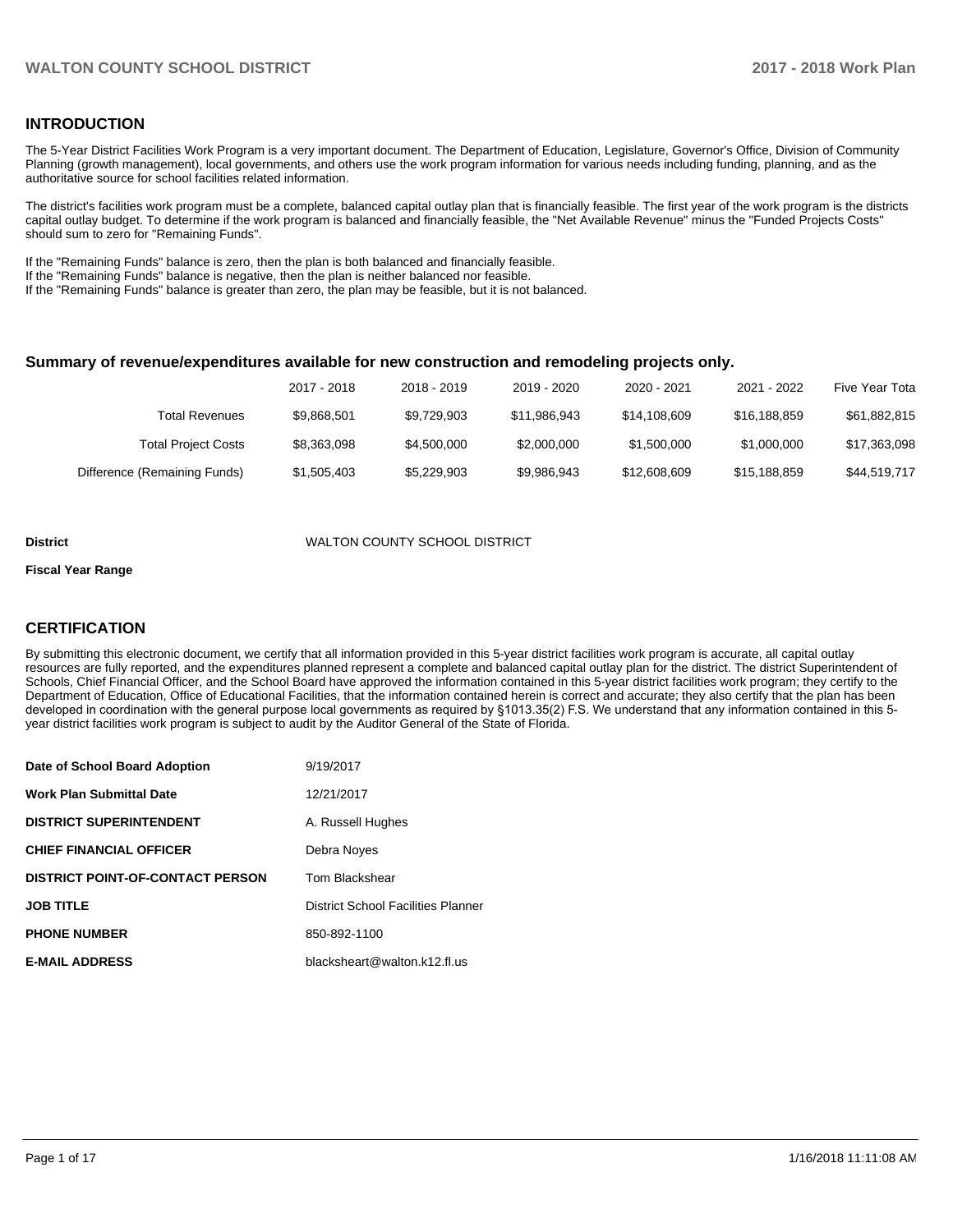## INTRODUCTION

The 5-Year District Facilities Work Program is a very important document. The Department of Education, Legislature, Governor's Office, Division of Community Planning (growth management), local governments, and others use the work program information for various needs including funding, planning, and as the authoritative source for school facilities related information.

The district's facilities work program must be a complete, balanced capital outlay plan that is financially feasible. The first year of the work program is the districts capital outlay budget. To determine if the work program is balanced and financially feasible, the "Net Available Revenue" minus the "Funded Projects Costs" should sum to zero for "Remaining Funds".

If the "Remaining Funds" balance is zero, then the plan is both balanced and financially feasible.
If the "Remaining Funds" balance is negative, then the plan is neither balanced nor feasible.
If the "Remaining Funds" balance is greater than zero, the plan may be feasible, but it is not balanced.

### Summary of revenue/expenditures available for new construction and remodeling projects only.

| | 2017 - 2018 | 2018 - 2019 | 2019 - 2020 | 2020 - 2021 | 2021 - 2022 | Five Year Tota |
|---|---|---|---|---|---|---|
| Total Revenues | $9,868,501 | $9,729,903 | $11,986,943 | $14,108,609 | $16,188,859 | $61,882,815 |
| Total Project Costs | $8,363,098 | $4,500,000 | $2,000,000 | $1,500,000 | $1,000,000 | $17,363,098 |
| Difference (Remaining Funds) | $1,505,403 | $5,229,903 | $9,986,943 | $12,608,609 | $15,188,859 | $44,519,717 |

**District** WALTON COUNTY SCHOOL DISTRICT

**Fiscal Year Range**

## CERTIFICATION

By submitting this electronic document, we certify that all information provided in this 5-year district facilities work program is accurate, all capital outlay resources are fully reported, and the expenditures planned represent a complete and balanced capital outlay plan for the district. The district Superintendent of Schools, Chief Financial Officer, and the School Board have approved the information contained in this 5-year district facilities work program; they certify to the Department of Education, Office of Educational Facilities, that the information contained herein is correct and accurate; they also certify that the plan has been developed in coordination with the general purpose local governments as required by §1013.35(2) F.S. We understand that any information contained in this 5-year district facilities work program is subject to audit by the Auditor General of the State of Florida.

| | |
|---|---|
| **Date of School Board Adoption** | 9/19/2017 |
| **Work Plan Submittal Date** | 12/21/2017 |
| **DISTRICT SUPERINTENDENT** | A. Russell Hughes |
| **CHIEF FINANCIAL OFFICER** | Debra Noyes |
| **DISTRICT POINT-OF-CONTACT PERSON** | Tom Blackshear |
| **JOB TITLE** | District School Facilities Planner |
| **PHONE NUMBER** | 850-892-1100 |
| **E-MAIL ADDRESS** | blacksheart@walton.k12.fl.us |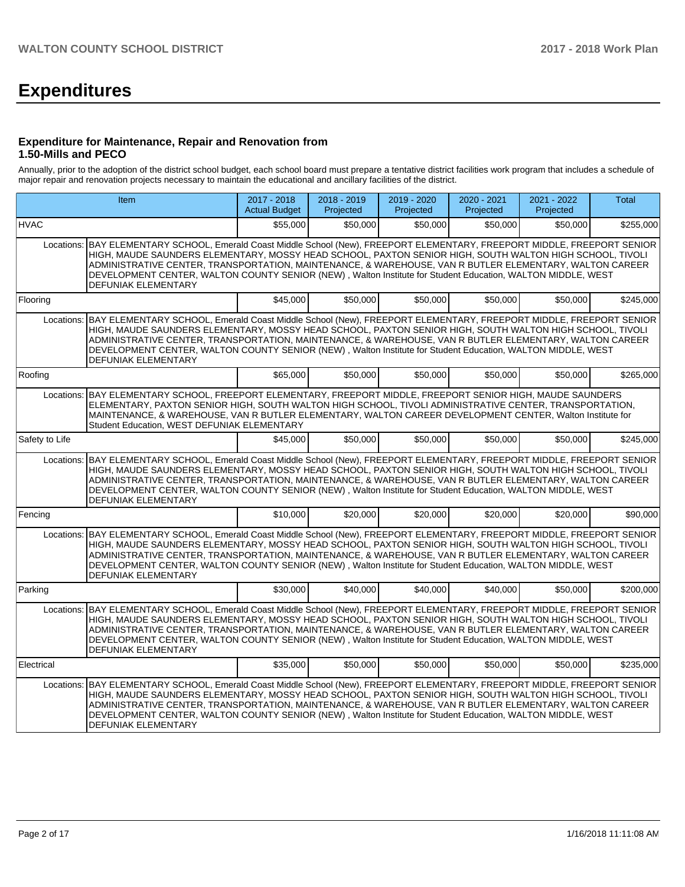# Expenditures

### Expenditure for Maintenance, Repair and Renovation from 1.50-Mills and PECO

Annually, prior to the adoption of the district school budget, each school board must prepare a tentative district facilities work program that includes a schedule of major repair and renovation projects necessary to maintain the educational and ancillary facilities of the district.

| Item | | 2017 - 2018 Actual Budget | 2018 - 2019 Projected | 2019 - 2020 Projected | 2020 - 2021 Projected | 2021 - 2022 Projected | Total |
|---|---|---|---|---|---|---|---|
| HVAC | | $55,000 | $50,000 | $50,000 | $50,000 | $50,000 | $255,000 |
| Locations: | BAY ELEMENTARY SCHOOL, Emerald Coast Middle School (New), FREEPORT ELEMENTARY, FREEPORT MIDDLE, FREEPORT SENIOR HIGH, MAUDE SAUNDERS ELEMENTARY, MOSSY HEAD SCHOOL, PAXTON SENIOR HIGH, SOUTH WALTON HIGH SCHOOL, TIVOLI ADMINISTRATIVE CENTER, TRANSPORTATION, MAINTENANCE, & WAREHOUSE, VAN R BUTLER ELEMENTARY, WALTON CAREER DEVELOPMENT CENTER, WALTON COUNTY SENIOR (NEW) , Walton Institute for Student Education, WALTON MIDDLE, WEST DEFUNIAK ELEMENTARY | | | | | | |
| Flooring | | $45,000 | $50,000 | $50,000 | $50,000 | $50,000 | $245,000 |
| Locations: | BAY ELEMENTARY SCHOOL, Emerald Coast Middle School (New), FREEPORT ELEMENTARY, FREEPORT MIDDLE, FREEPORT SENIOR HIGH, MAUDE SAUNDERS ELEMENTARY, MOSSY HEAD SCHOOL, PAXTON SENIOR HIGH, SOUTH WALTON HIGH SCHOOL, TIVOLI ADMINISTRATIVE CENTER, TRANSPORTATION, MAINTENANCE, & WAREHOUSE, VAN R BUTLER ELEMENTARY, WALTON CAREER DEVELOPMENT CENTER, WALTON COUNTY SENIOR (NEW) , Walton Institute for Student Education, WALTON MIDDLE, WEST DEFUNIAK ELEMENTARY | | | | | | |
| Roofing | | $65,000 | $50,000 | $50,000 | $50,000 | $50,000 | $265,000 |
| Locations: | BAY ELEMENTARY SCHOOL, FREEPORT ELEMENTARY, FREEPORT MIDDLE, FREEPORT SENIOR HIGH, MAUDE SAUNDERS ELEMENTARY, PAXTON SENIOR HIGH, SOUTH WALTON HIGH SCHOOL, TIVOLI ADMINISTRATIVE CENTER, TRANSPORTATION, MAINTENANCE, & WAREHOUSE, VAN R BUTLER ELEMENTARY, WALTON CAREER DEVELOPMENT CENTER, Walton Institute for Student Education, WEST DEFUNIAK ELEMENTARY | | | | | | |
| Safety to Life | | $45,000 | $50,000 | $50,000 | $50,000 | $50,000 | $245,000 |
| Locations: | BAY ELEMENTARY SCHOOL, Emerald Coast Middle School (New), FREEPORT ELEMENTARY, FREEPORT MIDDLE, FREEPORT SENIOR HIGH, MAUDE SAUNDERS ELEMENTARY, MOSSY HEAD SCHOOL, PAXTON SENIOR HIGH, SOUTH WALTON HIGH SCHOOL, TIVOLI ADMINISTRATIVE CENTER, TRANSPORTATION, MAINTENANCE, & WAREHOUSE, VAN R BUTLER ELEMENTARY, WALTON CAREER DEVELOPMENT CENTER, WALTON COUNTY SENIOR (NEW) , Walton Institute for Student Education, WALTON MIDDLE, WEST DEFUNIAK ELEMENTARY | | | | | | |
| Fencing | | $10,000 | $20,000 | $20,000 | $20,000 | $20,000 | $90,000 |
| Locations: | BAY ELEMENTARY SCHOOL, Emerald Coast Middle School (New), FREEPORT ELEMENTARY, FREEPORT MIDDLE, FREEPORT SENIOR HIGH, MAUDE SAUNDERS ELEMENTARY, MOSSY HEAD SCHOOL, PAXTON SENIOR HIGH, SOUTH WALTON HIGH SCHOOL, TIVOLI ADMINISTRATIVE CENTER, TRANSPORTATION, MAINTENANCE, & WAREHOUSE, VAN R BUTLER ELEMENTARY, WALTON CAREER DEVELOPMENT CENTER, WALTON COUNTY SENIOR (NEW) , Walton Institute for Student Education, WALTON MIDDLE, WEST DEFUNIAK ELEMENTARY | | | | | | |
| Parking | | $30,000 | $40,000 | $40,000 | $40,000 | $50,000 | $200,000 |
| Locations: | BAY ELEMENTARY SCHOOL, Emerald Coast Middle School (New), FREEPORT ELEMENTARY, FREEPORT MIDDLE, FREEPORT SENIOR HIGH, MAUDE SAUNDERS ELEMENTARY, MOSSY HEAD SCHOOL, PAXTON SENIOR HIGH, SOUTH WALTON HIGH SCHOOL, TIVOLI ADMINISTRATIVE CENTER, TRANSPORTATION, MAINTENANCE, & WAREHOUSE, VAN R BUTLER ELEMENTARY, WALTON CAREER DEVELOPMENT CENTER, WALTON COUNTY SENIOR (NEW) , Walton Institute for Student Education, WALTON MIDDLE, WEST DEFUNIAK ELEMENTARY | | | | | | |
| Electrical | | $35,000 | $50,000 | $50,000 | $50,000 | $50,000 | $235,000 |
| Locations: | BAY ELEMENTARY SCHOOL, Emerald Coast Middle School (New), FREEPORT ELEMENTARY, FREEPORT MIDDLE, FREEPORT SENIOR HIGH, MAUDE SAUNDERS ELEMENTARY, MOSSY HEAD SCHOOL, PAXTON SENIOR HIGH, SOUTH WALTON HIGH SCHOOL, TIVOLI ADMINISTRATIVE CENTER, TRANSPORTATION, MAINTENANCE, & WAREHOUSE, VAN R BUTLER ELEMENTARY, WALTON CAREER DEVELOPMENT CENTER, WALTON COUNTY SENIOR (NEW) , Walton Institute for Student Education, WALTON MIDDLE, WEST DEFUNIAK ELEMENTARY | | | | | | |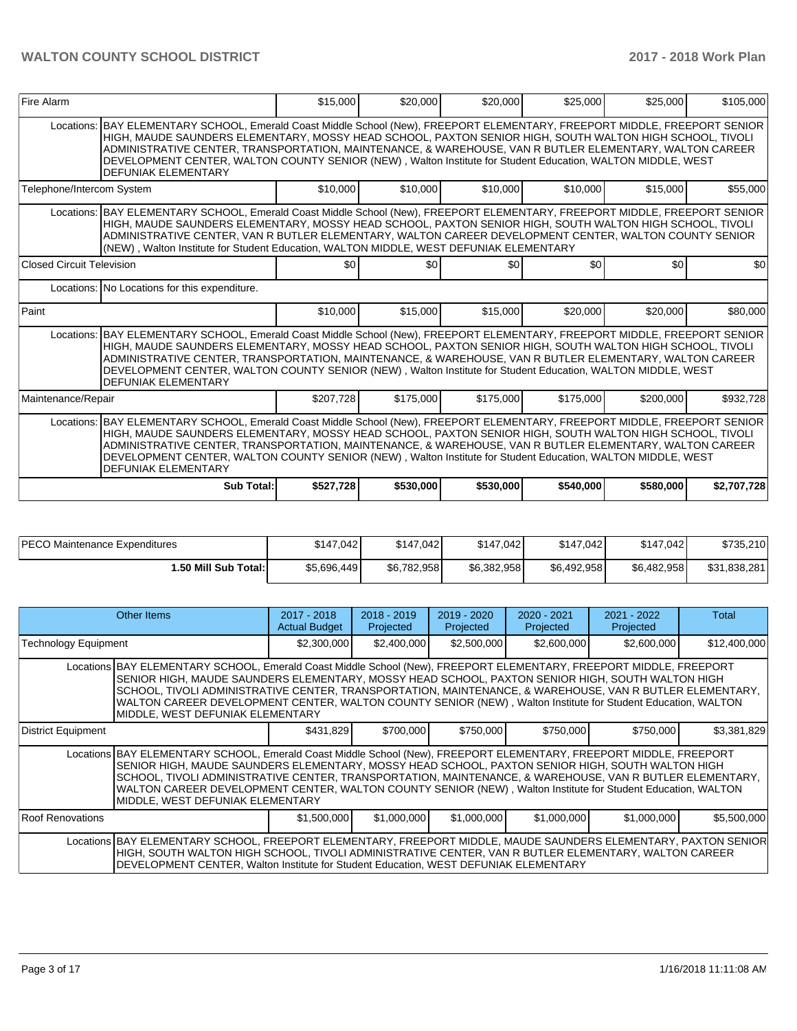| Fire Alarm | | $15,000 | $20,000 | $20,000 | $25,000 | $25,000 | $105,000 |
|---|---|---|---|---|---|---|---|
| | Locations: | BAY ELEMENTARY SCHOOL, Emerald Coast Middle School (New), FREEPORT ELEMENTARY, FREEPORT MIDDLE, FREEPORT SENIOR HIGH, MAUDE SAUNDERS ELEMENTARY, MOSSY HEAD SCHOOL, PAXTON SENIOR HIGH, SOUTH WALTON HIGH SCHOOL, TIVOLI ADMINISTRATIVE CENTER, TRANSPORTATION, MAINTENANCE, & WAREHOUSE, VAN R BUTLER ELEMENTARY, WALTON CAREER DEVELOPMENT CENTER, WALTON COUNTY SENIOR (NEW) , Walton Institute for Student Education, WALTON MIDDLE, WEST DEFUNIAK ELEMENTARY | | | | | |
| Telephone/Intercom System | | $10,000 | $10,000 | $10,000 | $10,000 | $15,000 | $55,000 |
| | Locations: | BAY ELEMENTARY SCHOOL, Emerald Coast Middle School (New), FREEPORT ELEMENTARY, FREEPORT MIDDLE, FREEPORT SENIOR HIGH, MAUDE SAUNDERS ELEMENTARY, MOSSY HEAD SCHOOL, PAXTON SENIOR HIGH, SOUTH WALTON HIGH SCHOOL, TIVOLI ADMINISTRATIVE CENTER, VAN R BUTLER ELEMENTARY, WALTON CAREER DEVELOPMENT CENTER, WALTON COUNTY SENIOR (NEW) , Walton Institute for Student Education, WALTON MIDDLE, WEST DEFUNIAK ELEMENTARY | | | | | |
| Closed Circuit Television | | $0 | $0 | $0 | $0 | $0 | $0 |
| | Locations: | No Locations for this expenditure. | | | | | |
| Paint | | $10,000 | $15,000 | $15,000 | $20,000 | $20,000 | $80,000 |
| | Locations: | BAY ELEMENTARY SCHOOL, Emerald Coast Middle School (New), FREEPORT ELEMENTARY, FREEPORT MIDDLE, FREEPORT SENIOR HIGH, MAUDE SAUNDERS ELEMENTARY, MOSSY HEAD SCHOOL, PAXTON SENIOR HIGH, SOUTH WALTON HIGH SCHOOL, TIVOLI ADMINISTRATIVE CENTER, TRANSPORTATION, MAINTENANCE, & WAREHOUSE, VAN R BUTLER ELEMENTARY, WALTON CAREER DEVELOPMENT CENTER, WALTON COUNTY SENIOR (NEW) , Walton Institute for Student Education, WALTON MIDDLE, WEST DEFUNIAK ELEMENTARY | | | | | |
| Maintenance/Repair | | $207,728 | $175,000 | $175,000 | $175,000 | $200,000 | $932,728 |
| | Locations: | BAY ELEMENTARY SCHOOL, Emerald Coast Middle School (New), FREEPORT ELEMENTARY, FREEPORT MIDDLE, FREEPORT SENIOR HIGH, MAUDE SAUNDERS ELEMENTARY, MOSSY HEAD SCHOOL, PAXTON SENIOR HIGH, SOUTH WALTON HIGH SCHOOL, TIVOLI ADMINISTRATIVE CENTER, TRANSPORTATION, MAINTENANCE, & WAREHOUSE, VAN R BUTLER ELEMENTARY, WALTON CAREER DEVELOPMENT CENTER, WALTON COUNTY SENIOR (NEW) , Walton Institute for Student Education, WALTON MIDDLE, WEST DEFUNIAK ELEMENTARY | | | | | |
| | **Sub Total:** | **$527,728** | **$530,000** | **$530,000** | **$540,000** | **$580,000** | **$2,707,728** |

| PECO Maintenance Expenditures | $147,042 | $147,042 | $147,042 | $147,042 | $147,042 | $735,210 |
|---|---|---|---|---|---|---|
| **1.50 Mill Sub Total:** | $5,696,449 | $6,782,958 | $6,382,958 | $6,492,958 | $6,482,958 | $31,838,281 |

| Other Items | | 2017 - 2018 Actual Budget | 2018 - 2019 Projected | 2019 - 2020 Projected | 2020 - 2021 Projected | 2021 - 2022 Projected | Total |
|---|---|---|---|---|---|---|---|
| Technology Equipment | | $2,300,000 | $2,400,000 | $2,500,000 | $2,600,000 | $2,600,000 | $12,400,000 |
| | Locations | BAY ELEMENTARY SCHOOL, Emerald Coast Middle School (New), FREEPORT ELEMENTARY, FREEPORT MIDDLE, FREEPORT SENIOR HIGH, MAUDE SAUNDERS ELEMENTARY, MOSSY HEAD SCHOOL, PAXTON SENIOR HIGH, SOUTH WALTON HIGH SCHOOL, TIVOLI ADMINISTRATIVE CENTER, TRANSPORTATION, MAINTENANCE, & WAREHOUSE, VAN R BUTLER ELEMENTARY, WALTON CAREER DEVELOPMENT CENTER, WALTON COUNTY SENIOR (NEW) , Walton Institute for Student Education, WALTON MIDDLE, WEST DEFUNIAK ELEMENTARY | | | | | |
| District Equipment | | $431,829 | $700,000 | $750,000 | $750,000 | $750,000 | $3,381,829 |
| | Locations | BAY ELEMENTARY SCHOOL, Emerald Coast Middle School (New), FREEPORT ELEMENTARY, FREEPORT MIDDLE, FREEPORT SENIOR HIGH, MAUDE SAUNDERS ELEMENTARY, MOSSY HEAD SCHOOL, PAXTON SENIOR HIGH, SOUTH WALTON HIGH SCHOOL, TIVOLI ADMINISTRATIVE CENTER, TRANSPORTATION, MAINTENANCE, & WAREHOUSE, VAN R BUTLER ELEMENTARY, WALTON CAREER DEVELOPMENT CENTER, WALTON COUNTY SENIOR (NEW) , Walton Institute for Student Education, WALTON MIDDLE, WEST DEFUNIAK ELEMENTARY | | | | | |
| Roof Renovations | | $1,500,000 | $1,000,000 | $1,000,000 | $1,000,000 | $1,000,000 | $5,500,000 |
| | Locations | BAY ELEMENTARY SCHOOL, FREEPORT ELEMENTARY, FREEPORT MIDDLE, MAUDE SAUNDERS ELEMENTARY, PAXTON SENIOR HIGH, SOUTH WALTON HIGH SCHOOL, TIVOLI ADMINISTRATIVE CENTER, VAN R BUTLER ELEMENTARY, WALTON CAREER DEVELOPMENT CENTER, Walton Institute for Student Education, WEST DEFUNIAK ELEMENTARY | | | | | |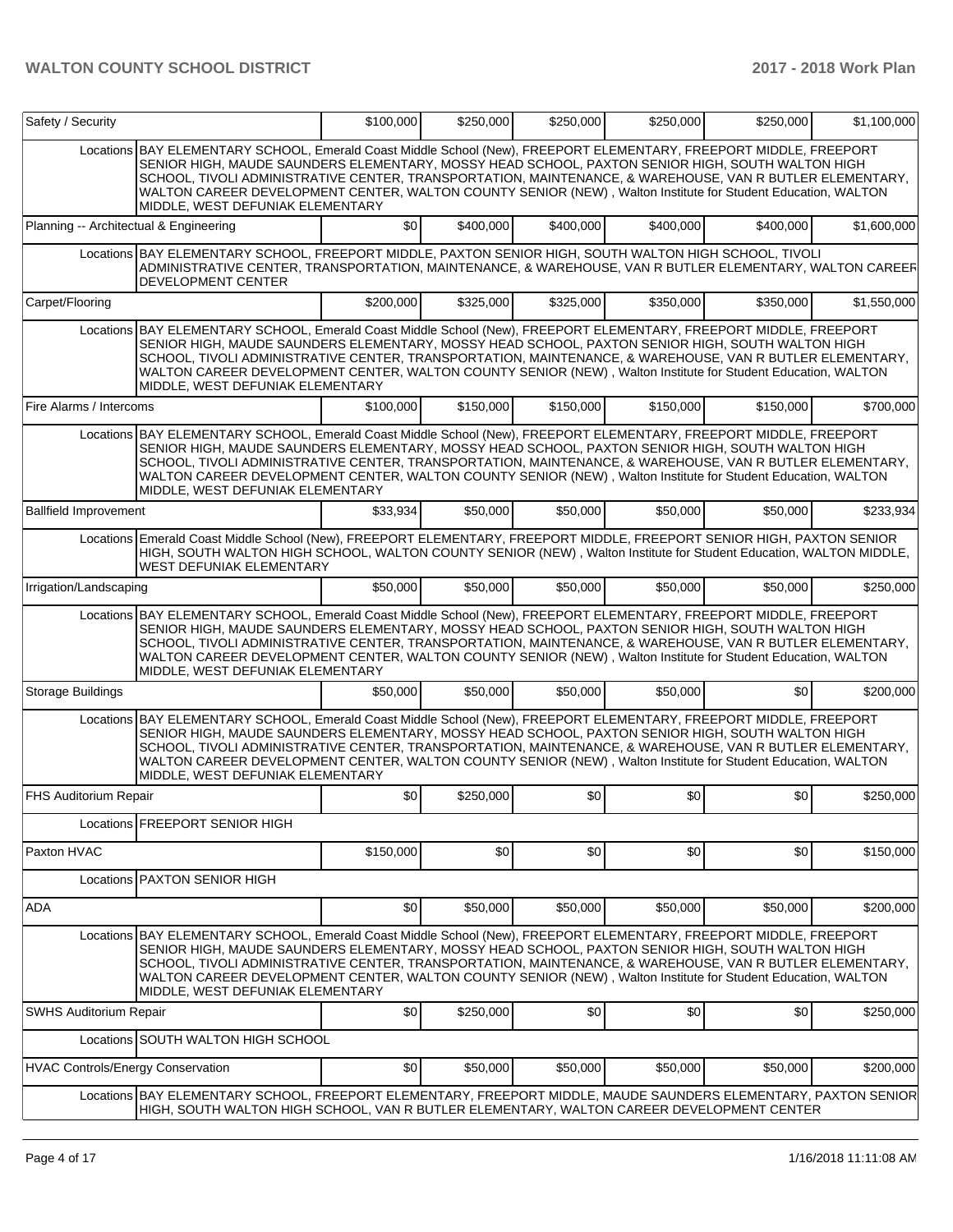| Item | | | | | | | Total |
|---|---|---|---|---|---|---|---|
| Safety / Security | | $100,000 | $250,000 | $250,000 | $250,000 | $250,000 | $1,100,000 |
| | Locations | BAY ELEMENTARY SCHOOL, Emerald Coast Middle School (New), FREEPORT ELEMENTARY, FREEPORT MIDDLE, FREEPORT SENIOR HIGH, MAUDE SAUNDERS ELEMENTARY, MOSSY HEAD SCHOOL, PAXTON SENIOR HIGH, SOUTH WALTON HIGH SCHOOL, TIVOLI ADMINISTRATIVE CENTER, TRANSPORTATION, MAINTENANCE, & WAREHOUSE, VAN R BUTLER ELEMENTARY, WALTON CAREER DEVELOPMENT CENTER, WALTON COUNTY SENIOR (NEW) , Walton Institute for Student Education, WALTON MIDDLE, WEST DEFUNIAK ELEMENTARY | | | | | |
| Planning -- Architectual & Engineering | | $0 | $400,000 | $400,000 | $400,000 | $400,000 | $1,600,000 |
| | Locations | BAY ELEMENTARY SCHOOL, FREEPORT MIDDLE, PAXTON SENIOR HIGH, SOUTH WALTON HIGH SCHOOL, TIVOLI ADMINISTRATIVE CENTER, TRANSPORTATION, MAINTENANCE, & WAREHOUSE, VAN R BUTLER ELEMENTARY, WALTON CAREER DEVELOPMENT CENTER | | | | | |
| Carpet/Flooring | | $200,000 | $325,000 | $325,000 | $350,000 | $350,000 | $1,550,000 |
| | Locations | BAY ELEMENTARY SCHOOL, Emerald Coast Middle School (New), FREEPORT ELEMENTARY, FREEPORT MIDDLE, FREEPORT SENIOR HIGH, MAUDE SAUNDERS ELEMENTARY, MOSSY HEAD SCHOOL, PAXTON SENIOR HIGH, SOUTH WALTON HIGH SCHOOL, TIVOLI ADMINISTRATIVE CENTER, TRANSPORTATION, MAINTENANCE, & WAREHOUSE, VAN R BUTLER ELEMENTARY, WALTON CAREER DEVELOPMENT CENTER, WALTON COUNTY SENIOR (NEW) , Walton Institute for Student Education, WALTON MIDDLE, WEST DEFUNIAK ELEMENTARY | | | | | |
| Fire Alarms / Intercoms | | $100,000 | $150,000 | $150,000 | $150,000 | $150,000 | $700,000 |
| | Locations | BAY ELEMENTARY SCHOOL, Emerald Coast Middle School (New), FREEPORT ELEMENTARY, FREEPORT MIDDLE, FREEPORT SENIOR HIGH, MAUDE SAUNDERS ELEMENTARY, MOSSY HEAD SCHOOL, PAXTON SENIOR HIGH, SOUTH WALTON HIGH SCHOOL, TIVOLI ADMINISTRATIVE CENTER, TRANSPORTATION, MAINTENANCE, & WAREHOUSE, VAN R BUTLER ELEMENTARY, WALTON CAREER DEVELOPMENT CENTER, WALTON COUNTY SENIOR (NEW) , Walton Institute for Student Education, WALTON MIDDLE, WEST DEFUNIAK ELEMENTARY | | | | | |
| Ballfield Improvement | | $33,934 | $50,000 | $50,000 | $50,000 | $50,000 | $233,934 |
| | Locations | Emerald Coast Middle School (New), FREEPORT ELEMENTARY, FREEPORT MIDDLE, FREEPORT SENIOR HIGH, PAXTON SENIOR HIGH, SOUTH WALTON HIGH SCHOOL, WALTON COUNTY SENIOR (NEW) , Walton Institute for Student Education, WALTON MIDDLE, WEST DEFUNIAK ELEMENTARY | | | | | |
| Irrigation/Landscaping | | $50,000 | $50,000 | $50,000 | $50,000 | $50,000 | $250,000 |
| | Locations | BAY ELEMENTARY SCHOOL, Emerald Coast Middle School (New), FREEPORT ELEMENTARY, FREEPORT MIDDLE, FREEPORT SENIOR HIGH, MAUDE SAUNDERS ELEMENTARY, MOSSY HEAD SCHOOL, PAXTON SENIOR HIGH, SOUTH WALTON HIGH SCHOOL, TIVOLI ADMINISTRATIVE CENTER, TRANSPORTATION, MAINTENANCE, & WAREHOUSE, VAN R BUTLER ELEMENTARY, WALTON CAREER DEVELOPMENT CENTER, WALTON COUNTY SENIOR (NEW) , Walton Institute for Student Education, WALTON MIDDLE, WEST DEFUNIAK ELEMENTARY | | | | | |
| Storage Buildings | | $50,000 | $50,000 | $50,000 | $50,000 | $0 | $200,000 |
| | Locations | BAY ELEMENTARY SCHOOL, Emerald Coast Middle School (New), FREEPORT ELEMENTARY, FREEPORT MIDDLE, FREEPORT SENIOR HIGH, MAUDE SAUNDERS ELEMENTARY, MOSSY HEAD SCHOOL, PAXTON SENIOR HIGH, SOUTH WALTON HIGH SCHOOL, TIVOLI ADMINISTRATIVE CENTER, TRANSPORTATION, MAINTENANCE, & WAREHOUSE, VAN R BUTLER ELEMENTARY, WALTON CAREER DEVELOPMENT CENTER, WALTON COUNTY SENIOR (NEW) , Walton Institute for Student Education, WALTON MIDDLE, WEST DEFUNIAK ELEMENTARY | | | | | |
| FHS Auditorium Repair | | $0 | $250,000 | $0 | $0 | $0 | $250,000 |
| | Locations | FREEPORT SENIOR HIGH | | | | | |
| Paxton HVAC | | $150,000 | $0 | $0 | $0 | $0 | $150,000 |
| | Locations | PAXTON SENIOR HIGH | | | | | |
| ADA | | $0 | $50,000 | $50,000 | $50,000 | $50,000 | $200,000 |
| | Locations | BAY ELEMENTARY SCHOOL, Emerald Coast Middle School (New), FREEPORT ELEMENTARY, FREEPORT MIDDLE, FREEPORT SENIOR HIGH, MAUDE SAUNDERS ELEMENTARY, MOSSY HEAD SCHOOL, PAXTON SENIOR HIGH, SOUTH WALTON HIGH SCHOOL, TIVOLI ADMINISTRATIVE CENTER, TRANSPORTATION, MAINTENANCE, & WAREHOUSE, VAN R BUTLER ELEMENTARY, WALTON CAREER DEVELOPMENT CENTER, WALTON COUNTY SENIOR (NEW) , Walton Institute for Student Education, WALTON MIDDLE, WEST DEFUNIAK ELEMENTARY | | | | | |
| SWHS Auditorium Repair | | $0 | $250,000 | $0 | $0 | $0 | $250,000 |
| | Locations | SOUTH WALTON HIGH SCHOOL | | | | | |
| HVAC Controls/Energy Conservation | | $0 | $50,000 | $50,000 | $50,000 | $50,000 | $200,000 |
| | Locations | BAY ELEMENTARY SCHOOL, FREEPORT ELEMENTARY, FREEPORT MIDDLE, MAUDE SAUNDERS ELEMENTARY, PAXTON SENIOR HIGH, SOUTH WALTON HIGH SCHOOL, VAN R BUTLER ELEMENTARY, WALTON CAREER DEVELOPMENT CENTER | | | | | |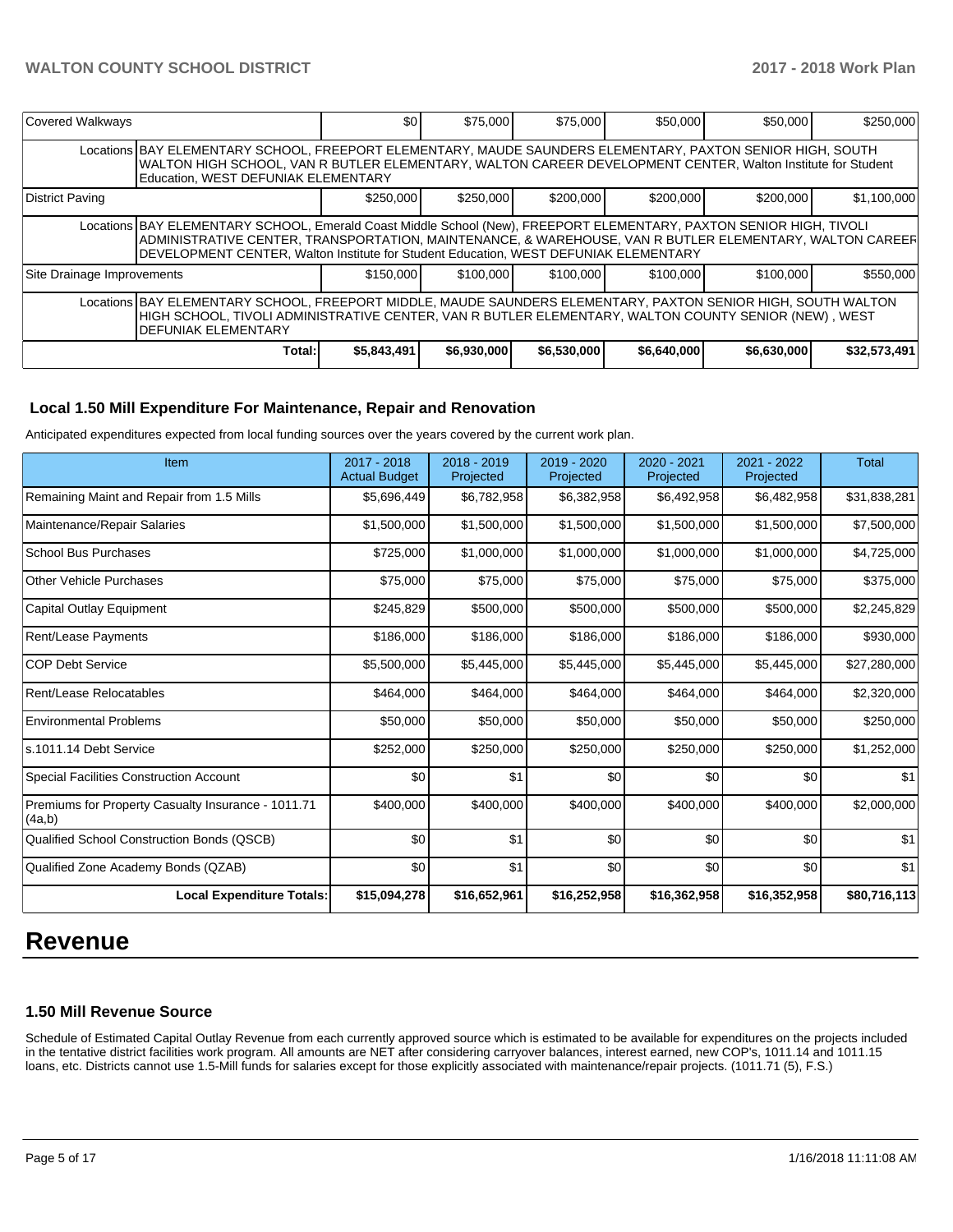| Covered Walkways | | $0 | $75,000 | $75,000 | $50,000 | $50,000 | $250,000 |
|---|---|---|---|---|---|---|---|
| | Locations | BAY ELEMENTARY SCHOOL, FREEPORT ELEMENTARY, MAUDE SAUNDERS ELEMENTARY, PAXTON SENIOR HIGH, SOUTH WALTON HIGH SCHOOL, VAN R BUTLER ELEMENTARY, WALTON CAREER DEVELOPMENT CENTER, Walton Institute for Student Education, WEST DEFUNIAK ELEMENTARY | | | | | |
| District Paving | | $250,000 | $250,000 | $200,000 | $200,000 | $200,000 | $1,100,000 |
| | Locations | BAY ELEMENTARY SCHOOL, Emerald Coast Middle School (New), FREEPORT ELEMENTARY, PAXTON SENIOR HIGH, TIVOLI ADMINISTRATIVE CENTER, TRANSPORTATION, MAINTENANCE, & WAREHOUSE, VAN R BUTLER ELEMENTARY, WALTON CAREER DEVELOPMENT CENTER, Walton Institute for Student Education, WEST DEFUNIAK ELEMENTARY | | | | | |
| Site Drainage Improvements | | $150,000 | $100,000 | $100,000 | $100,000 | $100,000 | $550,000 |
| | Locations | BAY ELEMENTARY SCHOOL, FREEPORT MIDDLE, MAUDE SAUNDERS ELEMENTARY, PAXTON SENIOR HIGH, SOUTH WALTON HIGH SCHOOL, TIVOLI ADMINISTRATIVE CENTER, VAN R BUTLER ELEMENTARY, WALTON COUNTY SENIOR (NEW) , WEST DEFUNIAK ELEMENTARY | | | | | |
| | Total: | $5,843,491 | $6,930,000 | $6,530,000 | $6,640,000 | $6,630,000 | $32,573,491 |

### Local 1.50 Mill Expenditure For Maintenance, Repair and Renovation

Anticipated expenditures expected from local funding sources over the years covered by the current work plan.

| Item | 2017 - 2018 Actual Budget | 2018 - 2019 Projected | 2019 - 2020 Projected | 2020 - 2021 Projected | 2021 - 2022 Projected | Total |
|---|---|---|---|---|---|---|
| Remaining Maint and Repair from 1.5 Mills | $5,696,449 | $6,782,958 | $6,382,958 | $6,492,958 | $6,482,958 | $31,838,281 |
| Maintenance/Repair Salaries | $1,500,000 | $1,500,000 | $1,500,000 | $1,500,000 | $1,500,000 | $7,500,000 |
| School Bus Purchases | $725,000 | $1,000,000 | $1,000,000 | $1,000,000 | $1,000,000 | $4,725,000 |
| Other Vehicle Purchases | $75,000 | $75,000 | $75,000 | $75,000 | $75,000 | $375,000 |
| Capital Outlay Equipment | $245,829 | $500,000 | $500,000 | $500,000 | $500,000 | $2,245,829 |
| Rent/Lease Payments | $186,000 | $186,000 | $186,000 | $186,000 | $186,000 | $930,000 |
| COP Debt Service | $5,500,000 | $5,445,000 | $5,445,000 | $5,445,000 | $5,445,000 | $27,280,000 |
| Rent/Lease Relocatables | $464,000 | $464,000 | $464,000 | $464,000 | $464,000 | $2,320,000 |
| Environmental Problems | $50,000 | $50,000 | $50,000 | $50,000 | $50,000 | $250,000 |
| s.1011.14 Debt Service | $252,000 | $250,000 | $250,000 | $250,000 | $250,000 | $1,252,000 |
| Special Facilities Construction Account | $0 | $1 | $0 | $0 | $0 | $1 |
| Premiums for Property Casualty Insurance - 1011.71 (4a,b) | $400,000 | $400,000 | $400,000 | $400,000 | $400,000 | $2,000,000 |
| Qualified School Construction Bonds (QSCB) | $0 | $1 | $0 | $0 | $0 | $1 |
| Qualified Zone Academy Bonds (QZAB) | $0 | $1 | $0 | $0 | $0 | $1 |
| **Local Expenditure Totals:** | **$15,094,278** | **$16,652,961** | **$16,252,958** | **$16,362,958** | **$16,352,958** | **$80,716,113** |

# Revenue

### 1.50 Mill Revenue Source

Schedule of Estimated Capital Outlay Revenue from each currently approved source which is estimated to be available for expenditures on the projects included in the tentative district facilities work program. All amounts are NET after considering carryover balances, interest earned, new COP's, 1011.14 and 1011.15 loans, etc. Districts cannot use 1.5-Mill funds for salaries except for those explicitly associated with maintenance/repair projects. (1011.71 (5), F.S.)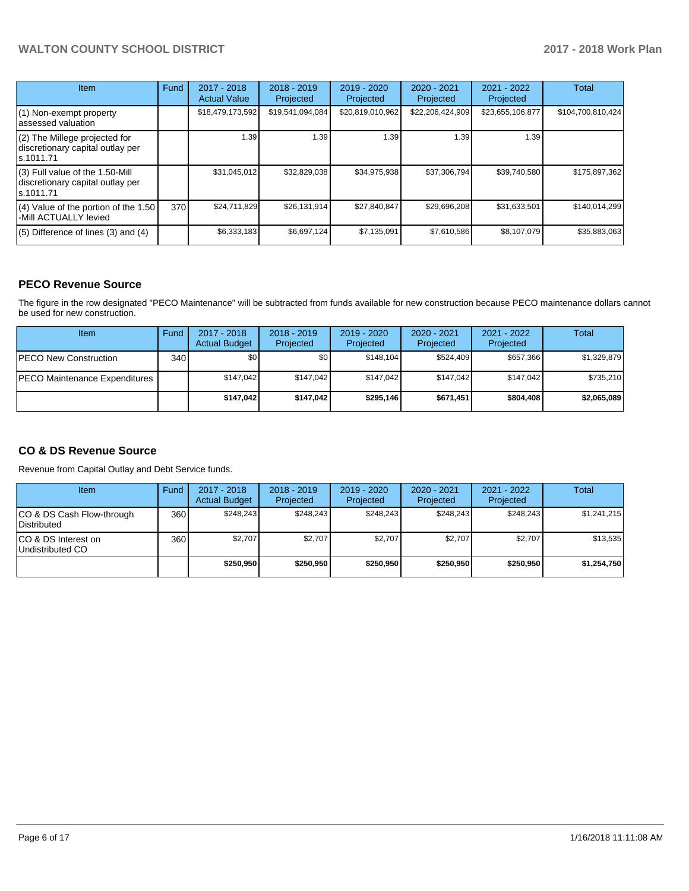| Item | Fund | 2017 - 2018 Actual Value | 2018 - 2019 Projected | 2019 - 2020 Projected | 2020 - 2021 Projected | 2021 - 2022 Projected | Total |
|---|---|---|---|---|---|---|---|
| (1) Non-exempt property assessed valuation | | $18,479,173,592 | $19,541,094,084 | $20,819,010,962 | $22,206,424,909 | $23,655,106,877 | $104,700,810,424 |
| (2) The Millege projected for discretionary capital outlay per s.1011.71 | | 1.39 | 1.39 | 1.39 | 1.39 | 1.39 | |
| (3) Full value of the 1.50-Mill discretionary capital outlay per s.1011.71 | | $31,045,012 | $32,829,038 | $34,975,938 | $37,306,794 | $39,740,580 | $175,897,362 |
| (4) Value of the portion of the 1.50 -Mill ACTUALLY levied | 370 | $24,711,829 | $26,131,914 | $27,840,847 | $29,696,208 | $31,633,501 | $140,014,299 |
| (5) Difference of lines (3) and (4) | | $6,333,183 | $6,697,124 | $7,135,091 | $7,610,586 | $8,107,079 | $35,883,063 |

## PECO Revenue Source

The figure in the row designated "PECO Maintenance" will be subtracted from funds available for new construction because PECO maintenance dollars cannot be used for new construction.

| Item | Fund | 2017 - 2018 Actual Budget | 2018 - 2019 Projected | 2019 - 2020 Projected | 2020 - 2021 Projected | 2021 - 2022 Projected | Total |
|---|---|---|---|---|---|---|---|
| PECO New Construction | 340 | $0 | $0 | $148,104 | $524,409 | $657,366 | $1,329,879 |
| PECO Maintenance Expenditures | | $147,042 | $147,042 | $147,042 | $147,042 | $147,042 | $735,210 |
| | | **$147,042** | **$147,042** | **$295,146** | **$671,451** | **$804,408** | **$2,065,089** |

## CO & DS Revenue Source

Revenue from Capital Outlay and Debt Service funds.

| Item | Fund | 2017 - 2018 Actual Budget | 2018 - 2019 Projected | 2019 - 2020 Projected | 2020 - 2021 Projected | 2021 - 2022 Projected | Total |
|---|---|---|---|---|---|---|---|
| CO & DS Cash Flow-through Distributed | 360 | $248,243 | $248,243 | $248,243 | $248,243 | $248,243 | $1,241,215 |
| CO & DS Interest on Undistributed CO | 360 | $2,707 | $2,707 | $2,707 | $2,707 | $2,707 | $13,535 |
| | | **$250,950** | **$250,950** | **$250,950** | **$250,950** | **$250,950** | **$1,254,750** |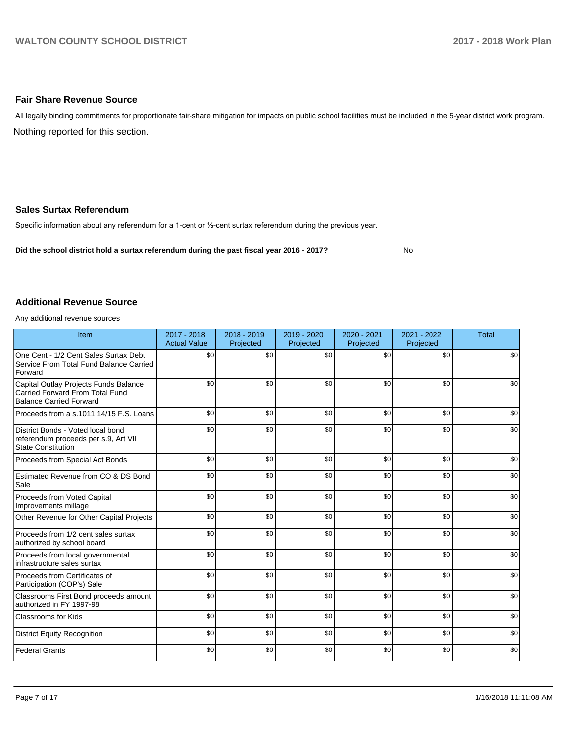## Fair Share Revenue Source

All legally binding commitments for proportionate fair-share mitigation for impacts on public school facilities must be included in the 5-year district work program.

Nothing reported for this section.

## Sales Surtax Referendum

Specific information about any referendum for a 1-cent or ½-cent surtax referendum during the previous year.

**Did the school district hold a surtax referendum during the past fiscal year 2016 - 2017?** No

## Additional Revenue Source

Any additional revenue sources

| Item | 2017 - 2018 Actual Value | 2018 - 2019 Projected | 2019 - 2020 Projected | 2020 - 2021 Projected | 2021 - 2022 Projected | Total |
|---|---|---|---|---|---|---|
| One Cent - 1/2 Cent Sales Surtax Debt Service From Total Fund Balance Carried Forward | $0 | $0 | $0 | $0 | $0 | $0 |
| Capital Outlay Projects Funds Balance Carried Forward From Total Fund Balance Carried Forward | $0 | $0 | $0 | $0 | $0 | $0 |
| Proceeds from a s.1011.14/15 F.S. Loans | $0 | $0 | $0 | $0 | $0 | $0 |
| District Bonds - Voted local bond referendum proceeds per s.9, Art VII State Constitution | $0 | $0 | $0 | $0 | $0 | $0 |
| Proceeds from Special Act Bonds | $0 | $0 | $0 | $0 | $0 | $0 |
| Estimated Revenue from CO & DS Bond Sale | $0 | $0 | $0 | $0 | $0 | $0 |
| Proceeds from Voted Capital Improvements millage | $0 | $0 | $0 | $0 | $0 | $0 |
| Other Revenue for Other Capital Projects | $0 | $0 | $0 | $0 | $0 | $0 |
| Proceeds from 1/2 cent sales surtax authorized by school board | $0 | $0 | $0 | $0 | $0 | $0 |
| Proceeds from local governmental infrastructure sales surtax | $0 | $0 | $0 | $0 | $0 | $0 |
| Proceeds from Certificates of Participation (COP's) Sale | $0 | $0 | $0 | $0 | $0 | $0 |
| Classrooms First Bond proceeds amount authorized in FY 1997-98 | $0 | $0 | $0 | $0 | $0 | $0 |
| Classrooms for Kids | $0 | $0 | $0 | $0 | $0 | $0 |
| District Equity Recognition | $0 | $0 | $0 | $0 | $0 | $0 |
| Federal Grants | $0 | $0 | $0 | $0 | $0 | $0 |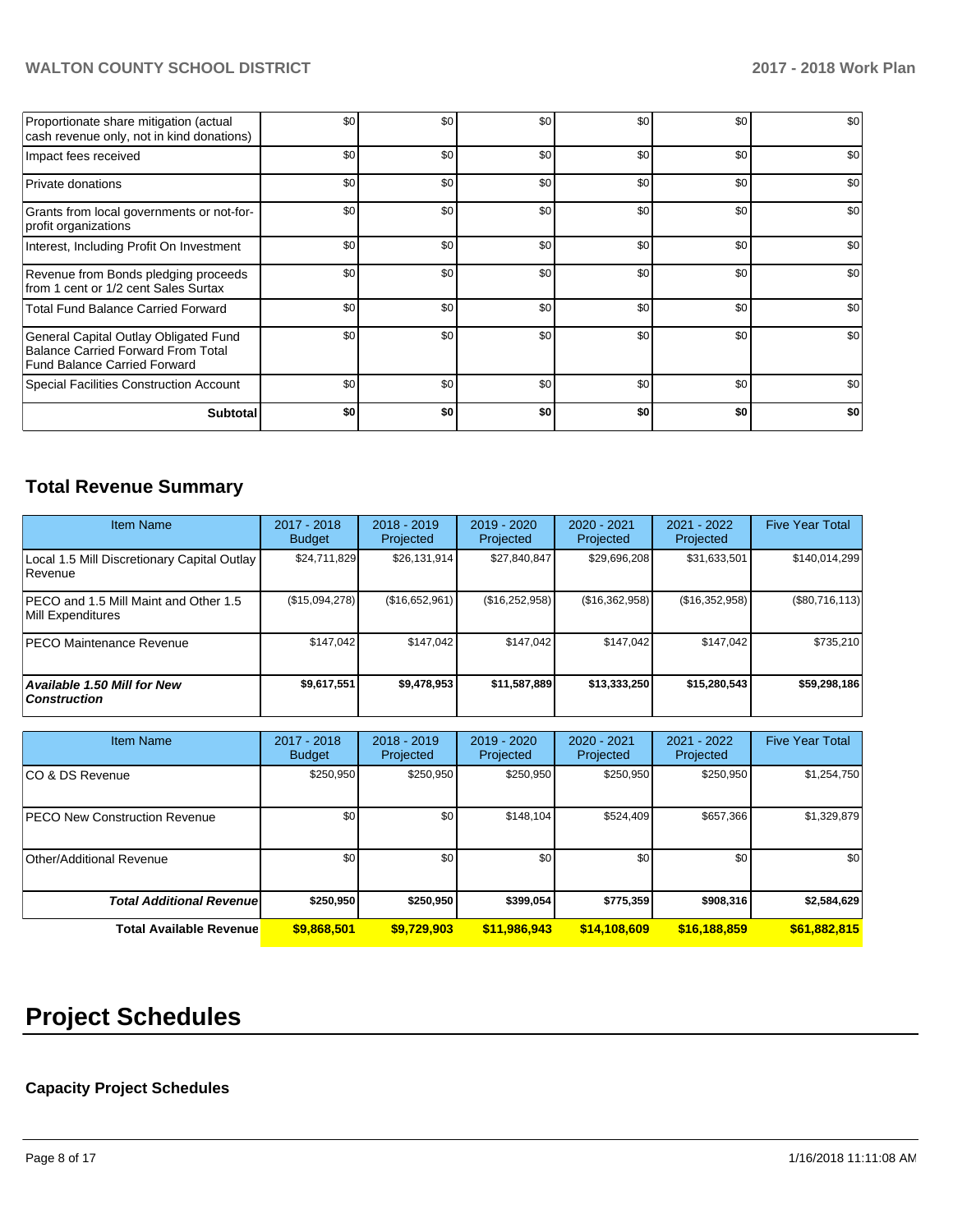| | | | | | | |
|---|---|---|---|---|---|---|
| Proportionate share mitigation (actual cash revenue only, not in kind donations) | $0 | $0 | $0 | $0 | $0 | $0 |
| Impact fees received | $0 | $0 | $0 | $0 | $0 | $0 |
| Private donations | $0 | $0 | $0 | $0 | $0 | $0 |
| Grants from local governments or not-for-profit organizations | $0 | $0 | $0 | $0 | $0 | $0 |
| Interest, Including Profit On Investment | $0 | $0 | $0 | $0 | $0 | $0 |
| Revenue from Bonds pledging proceeds from 1 cent or 1/2 cent Sales Surtax | $0 | $0 | $0 | $0 | $0 | $0 |
| Total Fund Balance Carried Forward | $0 | $0 | $0 | $0 | $0 | $0 |
| General Capital Outlay Obligated Fund Balance Carried Forward From Total Fund Balance Carried Forward | $0 | $0 | $0 | $0 | $0 | $0 |
| Special Facilities Construction Account | $0 | $0 | $0 | $0 | $0 | $0 |
| **Subtotal** | **$0** | **$0** | **$0** | **$0** | **$0** | **$0** |

## Total Revenue Summary

| Item Name | 2017 - 2018 Budget | 2018 - 2019 Projected | 2019 - 2020 Projected | 2020 - 2021 Projected | 2021 - 2022 Projected | Five Year Total |
|---|---|---|---|---|---|---|
| Local 1.5 Mill Discretionary Capital Outlay Revenue | $24,711,829 | $26,131,914 | $27,840,847 | $29,696,208 | $31,633,501 | $140,014,299 |
| PECO and 1.5 Mill Maint and Other 1.5 Mill Expenditures | ($15,094,278) | ($16,652,961) | ($16,252,958) | ($16,362,958) | ($16,352,958) | ($80,716,113) |
| PECO Maintenance Revenue | $147,042 | $147,042 | $147,042 | $147,042 | $147,042 | $735,210 |
| ***Available 1.50 Mill for New Construction*** | **$9,617,551** | **$9,478,953** | **$11,587,889** | **$13,333,250** | **$15,280,543** | **$59,298,186** |

| Item Name | 2017 - 2018 Budget | 2018 - 2019 Projected | 2019 - 2020 Projected | 2020 - 2021 Projected | 2021 - 2022 Projected | Five Year Total |
|---|---|---|---|---|---|---|
| CO & DS Revenue | $250,950 | $250,950 | $250,950 | $250,950 | $250,950 | $1,254,750 |
| PECO New Construction Revenue | $0 | $0 | $148,104 | $524,409 | $657,366 | $1,329,879 |
| Other/Additional Revenue | $0 | $0 | $0 | $0 | $0 | $0 |
| ***Total Additional Revenue*** | **$250,950** | **$250,950** | **$399,054** | **$775,359** | **$908,316** | **$2,584,629** |
| **Total Available Revenue** | **$9,868,501** | **$9,729,903** | **$11,986,943** | **$14,108,609** | **$16,188,859** | **$61,882,815** |

# Project Schedules

### Capacity Project Schedules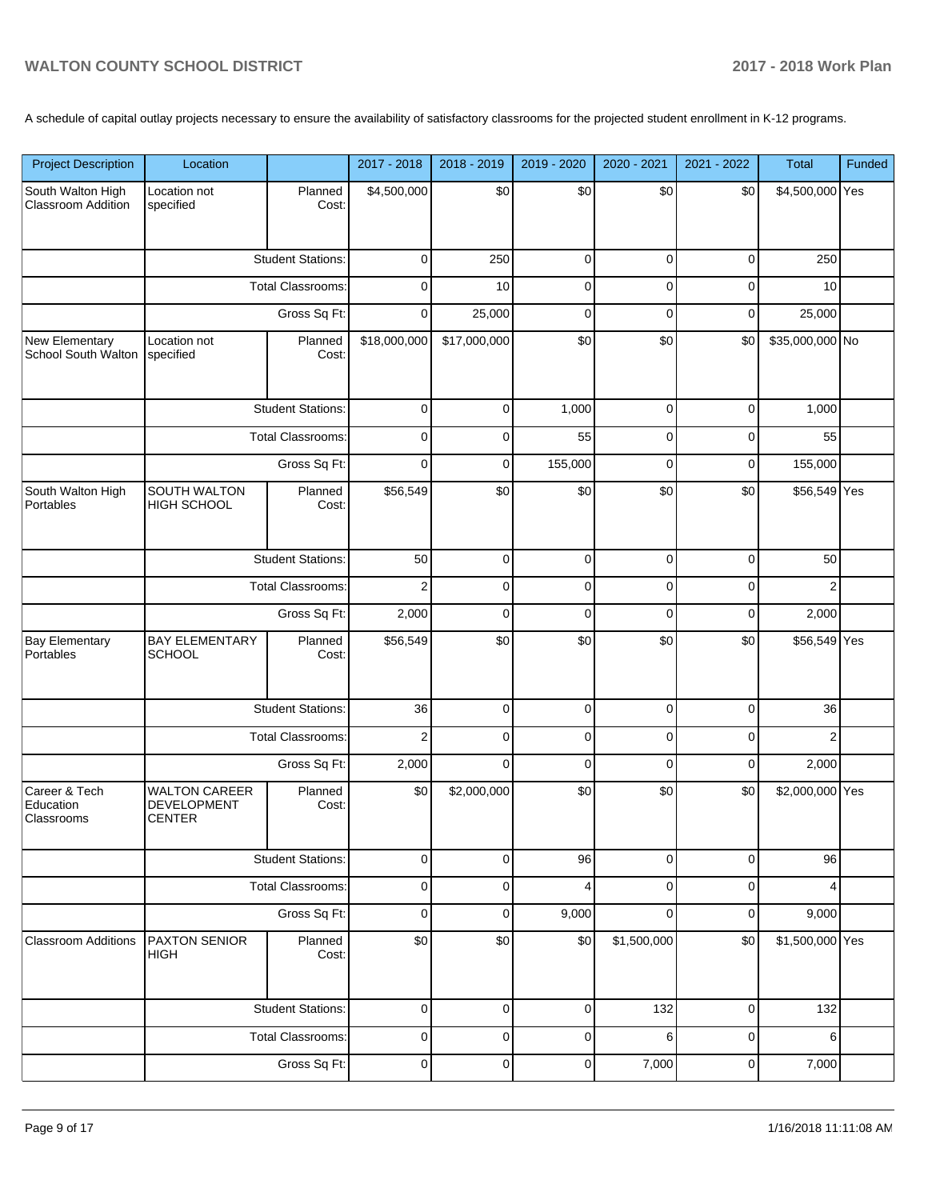A schedule of capital outlay projects necessary to ensure the availability of satisfactory classrooms for the projected student enrollment in K-12 programs.

| Project Description | Location | | 2017 - 2018 | 2018 - 2019 | 2019 - 2020 | 2020 - 2021 | 2021 - 2022 | Total | Funded |
|---|---|---|---|---|---|---|---|---|---|
| South Walton High Classroom Addition | Location not specified | Planned Cost: | $4,500,000 | $0 | $0 | $0 | $0 | $4,500,000 | Yes |
| | | Student Stations: | 0 | 250 | 0 | 0 | 0 | 250 | |
| | | Total Classrooms: | 0 | 10 | 0 | 0 | 0 | 10 | |
| | | Gross Sq Ft: | 0 | 25,000 | 0 | 0 | 0 | 25,000 | |
| New Elementary School South Walton | Location not specified | Planned Cost: | $18,000,000 | $17,000,000 | $0 | $0 | $0 | $35,000,000 | No |
| | | Student Stations: | 0 | 0 | 1,000 | 0 | 0 | 1,000 | |
| | | Total Classrooms: | 0 | 0 | 55 | 0 | 0 | 55 | |
| | | Gross Sq Ft: | 0 | 0 | 155,000 | 0 | 0 | 155,000 | |
| South Walton High Portables | SOUTH WALTON HIGH SCHOOL | Planned Cost: | $56,549 | $0 | $0 | $0 | $0 | $56,549 | Yes |
| | | Student Stations: | 50 | 0 | 0 | 0 | 0 | 50 | |
| | | Total Classrooms: | 2 | 0 | 0 | 0 | 0 | 2 | |
| | | Gross Sq Ft: | 2,000 | 0 | 0 | 0 | 0 | 2,000 | |
| Bay Elementary Portables | BAY ELEMENTARY SCHOOL | Planned Cost: | $56,549 | $0 | $0 | $0 | $0 | $56,549 | Yes |
| | | Student Stations: | 36 | 0 | 0 | 0 | 0 | 36 | |
| | | Total Classrooms: | 2 | 0 | 0 | 0 | 0 | 2 | |
| | | Gross Sq Ft: | 2,000 | 0 | 0 | 0 | 0 | 2,000 | |
| Career & Tech Education Classrooms | WALTON CAREER DEVELOPMENT CENTER | Planned Cost: | $0 | $2,000,000 | $0 | $0 | $0 | $2,000,000 | Yes |
| | | Student Stations: | 0 | 0 | 96 | 0 | 0 | 96 | |
| | | Total Classrooms: | 0 | 0 | 4 | 0 | 0 | 4 | |
| | | Gross Sq Ft: | 0 | 0 | 9,000 | 0 | 0 | 9,000 | |
| Classroom Additions | PAXTON SENIOR HIGH | Planned Cost: | $0 | $0 | $0 | $1,500,000 | $0 | $1,500,000 | Yes |
| | | Student Stations: | 0 | 0 | 0 | 132 | 0 | 132 | |
| | | Total Classrooms: | 0 | 0 | 0 | 6 | 0 | 6 | |
| | | Gross Sq Ft: | 0 | 0 | 0 | 7,000 | 0 | 7,000 | |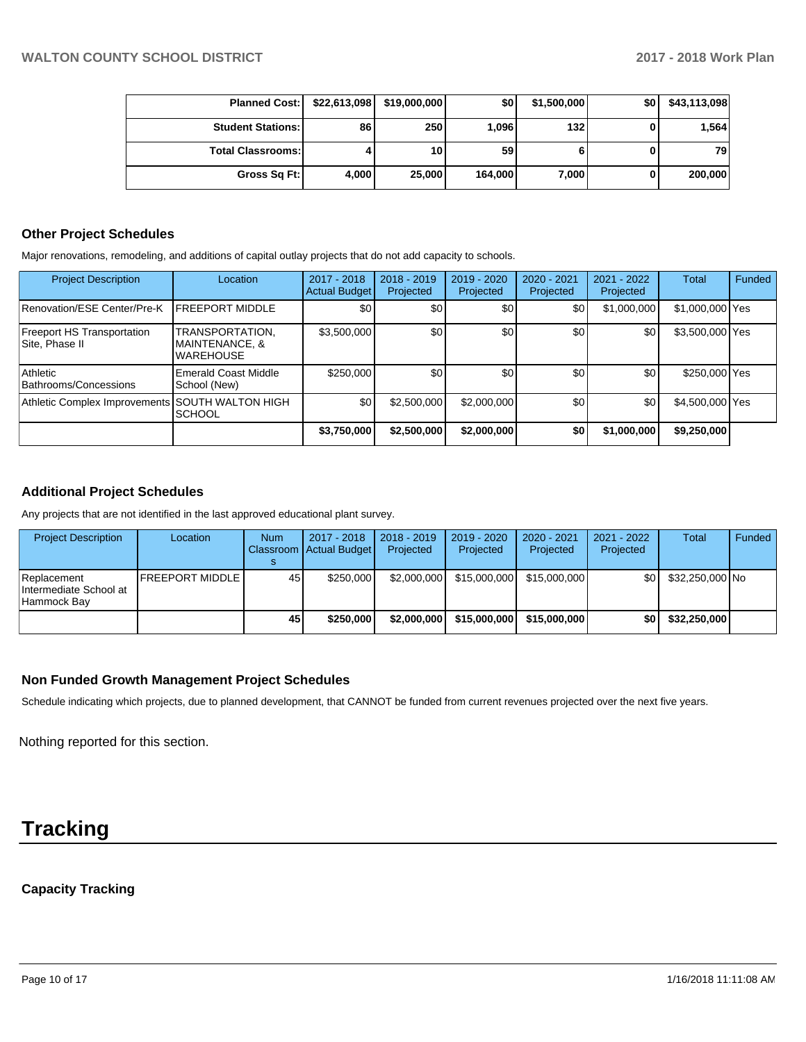| | | | | | | |
|---|---|---|---|---|---|---|
| **Planned Cost:** | **$22,613,098** | **$19,000,000** | **$0** | **$1,500,000** | **$0** | **$43,113,098** |
| **Student Stations:** | **86** | **250** | **1,096** | **132** | **0** | **1,564** |
| **Total Classrooms:** | **4** | **10** | **59** | **6** | **0** | **79** |
| **Gross Sq Ft:** | **4,000** | **25,000** | **164,000** | **7,000** | **0** | **200,000** |

### Other Project Schedules

Major renovations, remodeling, and additions of capital outlay projects that do not add capacity to schools.

| Project Description | Location | 2017 - 2018 Actual Budget | 2018 - 2019 Projected | 2019 - 2020 Projected | 2020 - 2021 Projected | 2021 - 2022 Projected | Total | Funded |
|---|---|---|---|---|---|---|---|---|
| Renovation/ESE Center/Pre-K | FREEPORT MIDDLE | $0 | $0 | $0 | $0 | $1,000,000 | $1,000,000 | Yes |
| Freeport HS Transportation Site, Phase II | TRANSPORTATION, MAINTENANCE, & WAREHOUSE | $3,500,000 | $0 | $0 | $0 | $0 | $3,500,000 | Yes |
| Athletic Bathrooms/Concessions | Emerald Coast Middle School (New) | $250,000 | $0 | $0 | $0 | $0 | $250,000 | Yes |
| Athletic Complex Improvements | SOUTH WALTON HIGH SCHOOL | $0 | $2,500,000 | $2,000,000 | $0 | $0 | $4,500,000 | Yes |
| | | **$3,750,000** | **$2,500,000** | **$2,000,000** | **$0** | **$1,000,000** | **$9,250,000** | |

### Additional Project Schedules

Any projects that are not identified in the last approved educational plant survey.

| Project Description | Location | Num Classrooms | 2017 - 2018 Actual Budget | 2018 - 2019 Projected | 2019 - 2020 Projected | 2020 - 2021 Projected | 2021 - 2022 Projected | Total | Funded |
|---|---|---|---|---|---|---|---|---|---|
| Replacement Intermediate School at Hammock Bay | FREEPORT MIDDLE | 45 | $250,000 | $2,000,000 | $15,000,000 | $15,000,000 | $0 | $32,250,000 | No |
| | | **45** | **$250,000** | **$2,000,000** | **$15,000,000** | **$15,000,000** | **$0** | **$32,250,000** | |

### Non Funded Growth Management Project Schedules

Schedule indicating which projects, due to planned development, that CANNOT be funded from current revenues projected over the next five years.

Nothing reported for this section.

# Tracking

### Capacity Tracking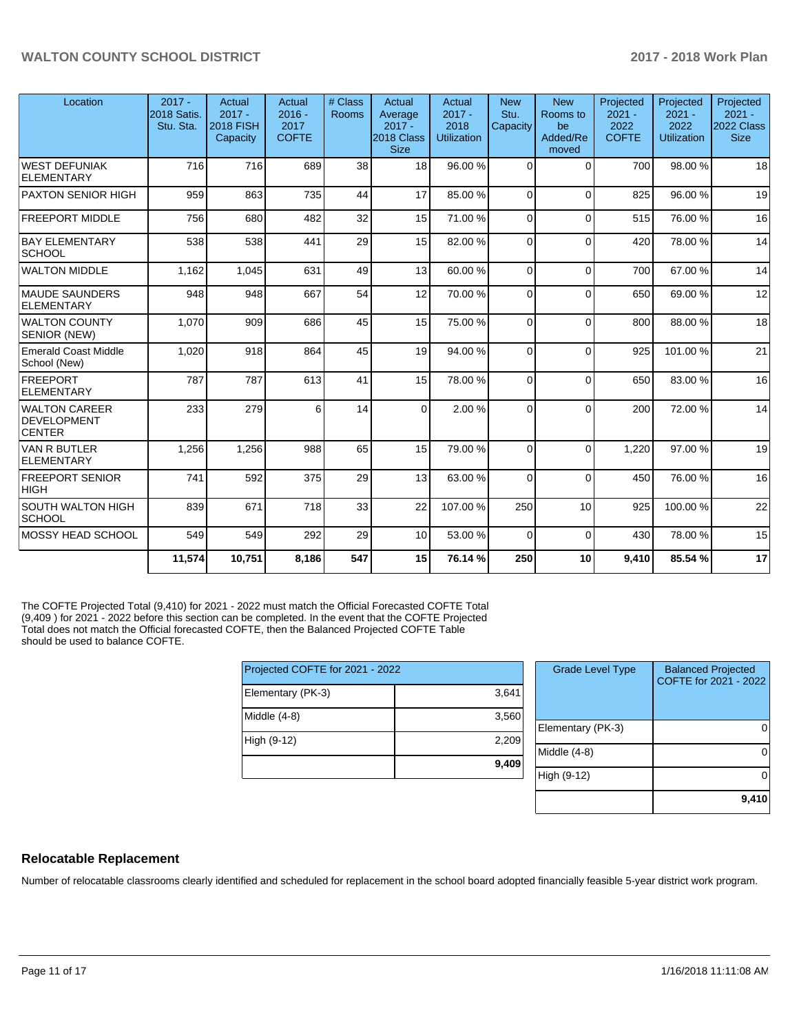| Location | 2017 - 2018 Satis. Stu. Sta. | Actual 2017 - 2018 FISH Capacity | Actual 2016 - 2017 COFTE | # Class Rooms | Actual Average 2017 - 2018 Class Size | Actual 2017 - 2018 Utilization | New Stu. Capacity | New Rooms to be Added/Removed | Projected 2021 - 2022 COFTE | Projected 2021 - 2022 Utilization | Projected 2021 - 2022 Class Size |
|---|---|---|---|---|---|---|---|---|---|---|---|
| WEST DEFUNIAK ELEMENTARY | 716 | 716 | 689 | 38 | 18 | 96.00 % | 0 | 0 | 700 | 98.00 % | 18 |
| PAXTON SENIOR HIGH | 959 | 863 | 735 | 44 | 17 | 85.00 % | 0 | 0 | 825 | 96.00 % | 19 |
| FREEPORT MIDDLE | 756 | 680 | 482 | 32 | 15 | 71.00 % | 0 | 0 | 515 | 76.00 % | 16 |
| BAY ELEMENTARY SCHOOL | 538 | 538 | 441 | 29 | 15 | 82.00 % | 0 | 0 | 420 | 78.00 % | 14 |
| WALTON MIDDLE | 1,162 | 1,045 | 631 | 49 | 13 | 60.00 % | 0 | 0 | 700 | 67.00 % | 14 |
| MAUDE SAUNDERS ELEMENTARY | 948 | 948 | 667 | 54 | 12 | 70.00 % | 0 | 0 | 650 | 69.00 % | 12 |
| WALTON COUNTY SENIOR (NEW) | 1,070 | 909 | 686 | 45 | 15 | 75.00 % | 0 | 0 | 800 | 88.00 % | 18 |
| Emerald Coast Middle School (New) | 1,020 | 918 | 864 | 45 | 19 | 94.00 % | 0 | 0 | 925 | 101.00 % | 21 |
| FREEPORT ELEMENTARY | 787 | 787 | 613 | 41 | 15 | 78.00 % | 0 | 0 | 650 | 83.00 % | 16 |
| WALTON CAREER DEVELOPMENT CENTER | 233 | 279 | 6 | 14 | 0 | 2.00 % | 0 | 0 | 200 | 72.00 % | 14 |
| VAN R BUTLER ELEMENTARY | 1,256 | 1,256 | 988 | 65 | 15 | 79.00 % | 0 | 0 | 1,220 | 97.00 % | 19 |
| FREEPORT SENIOR HIGH | 741 | 592 | 375 | 29 | 13 | 63.00 % | 0 | 0 | 450 | 76.00 % | 16 |
| SOUTH WALTON HIGH SCHOOL | 839 | 671 | 718 | 33 | 22 | 107.00 % | 250 | 10 | 925 | 100.00 % | 22 |
| MOSSY HEAD SCHOOL | 549 | 549 | 292 | 29 | 10 | 53.00 % | 0 | 0 | 430 | 78.00 % | 15 |
| | **11,574** | **10,751** | **8,186** | **547** | **15** | **76.14 %** | **250** | **10** | **9,410** | **85.54 %** | **17** |

The COFTE Projected Total (9,410) for 2021 - 2022 must match the Official Forecasted COFTE Total (9,409 ) for 2021 - 2022 before this section can be completed. In the event that the COFTE Projected Total does not match the Official forecasted COFTE, then the Balanced Projected COFTE Table should be used to balance COFTE.

| Projected COFTE for 2021 - 2022 | |
|---|---|
| Elementary (PK-3) | 3,641 |
| Middle (4-8) | 3,560 |
| High (9-12) | 2,209 |
| | **9,409** |

| Grade Level Type | Balanced Projected COFTE for 2021 - 2022 |
|---|---|
| Elementary (PK-3) | 0 |
| Middle (4-8) | 0 |
| High (9-12) | 0 |
| | **9,410** |

## Relocatable Replacement

Number of relocatable classrooms clearly identified and scheduled for replacement in the school board adopted financially feasible 5-year district work program.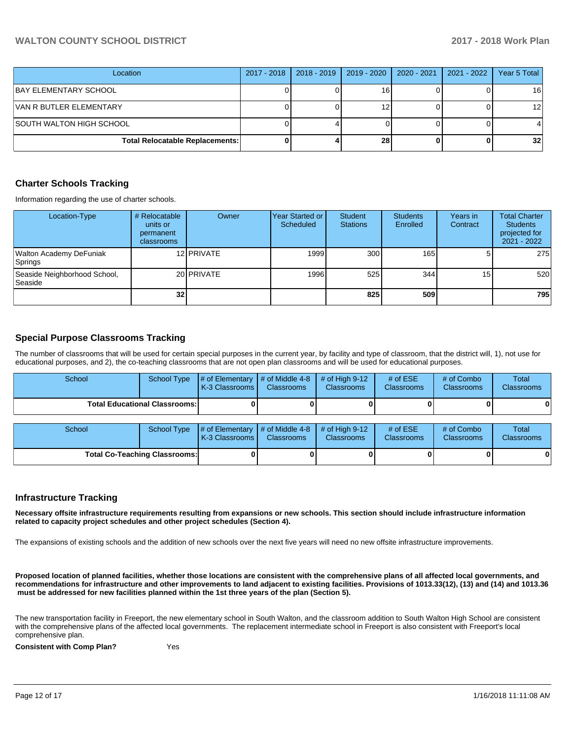| Location | 2017 - 2018 | 2018 - 2019 | 2019 - 2020 | 2020 - 2021 | 2021 - 2022 | Year 5 Total |
|---|---|---|---|---|---|---|
| BAY ELEMENTARY SCHOOL | 0 | 0 | 16 | 0 | 0 | 16 |
| VAN R BUTLER ELEMENTARY | 0 | 0 | 12 | 0 | 0 | 12 |
| SOUTH WALTON HIGH SCHOOL | 0 | 4 | 0 | 0 | 0 | 4 |
| **Total Relocatable Replacements:** | **0** | **4** | **28** | **0** | **0** | **32** |

## Charter Schools Tracking

Information regarding the use of charter schools.

| Location-Type | # Relocatable units or permanent classrooms | Owner | Year Started or Scheduled | Student Stations | Students Enrolled | Years in Contract | Total Charter Students projected for 2021 - 2022 |
|---|---|---|---|---|---|---|---|
| Walton Academy DeFuniak Springs | 12 | PRIVATE | 1999 | 300 | 165 | 5 | 275 |
| Seaside Neighborhood School, Seaside | 20 | PRIVATE | 1996 | 525 | 344 | 15 | 520 |
| | **32** | | | **825** | **509** | | **795** |

## Special Purpose Classrooms Tracking

The number of classrooms that will be used for certain special purposes in the current year, by facility and type of classroom, that the district will, 1), not use for educational purposes, and 2), the co-teaching classrooms that are not open plan classrooms and will be used for educational purposes.

| School | School Type | # of Elementary K-3 Classrooms | # of Middle 4-8 Classrooms | # of High 9-12 Classrooms | # of ESE Classrooms | # of Combo Classrooms | Total Classrooms |
|---|---|---|---|---|---|---|---|
| **Total Educational Classrooms:** | | **0** | **0** | **0** | **0** | **0** | **0** |

| School | School Type | # of Elementary K-3 Classrooms | # of Middle 4-8 Classrooms | # of High 9-12 Classrooms | # of ESE Classrooms | # of Combo Classrooms | Total Classrooms |
|---|---|---|---|---|---|---|---|
| **Total Co-Teaching Classrooms:** | | **0** | **0** | **0** | **0** | **0** | **0** |

## Infrastructure Tracking

**Necessary offsite infrastructure requirements resulting from expansions or new schools. This section should include infrastructure information related to capacity project schedules and other project schedules (Section 4).**

The expansions of existing schools and the addition of new schools over the next five years will need no new offsite infrastructure improvements.

**Proposed location of planned facilities, whether those locations are consistent with the comprehensive plans of all affected local governments, and recommendations for infrastructure and other improvements to land adjacent to existing facilities. Provisions of 1013.33(12), (13) and (14) and 1013.36 must be addressed for new facilities planned within the 1st three years of the plan (Section 5).**

The new transportation facility in Freeport, the new elementary school in South Walton, and the classroom addition to South Walton High School are consistent with the comprehensive plans of the affected local governments. The replacement intermediate school in Freeport is also consistent with Freeport's local comprehensive plan.

**Consistent with Comp Plan?** Yes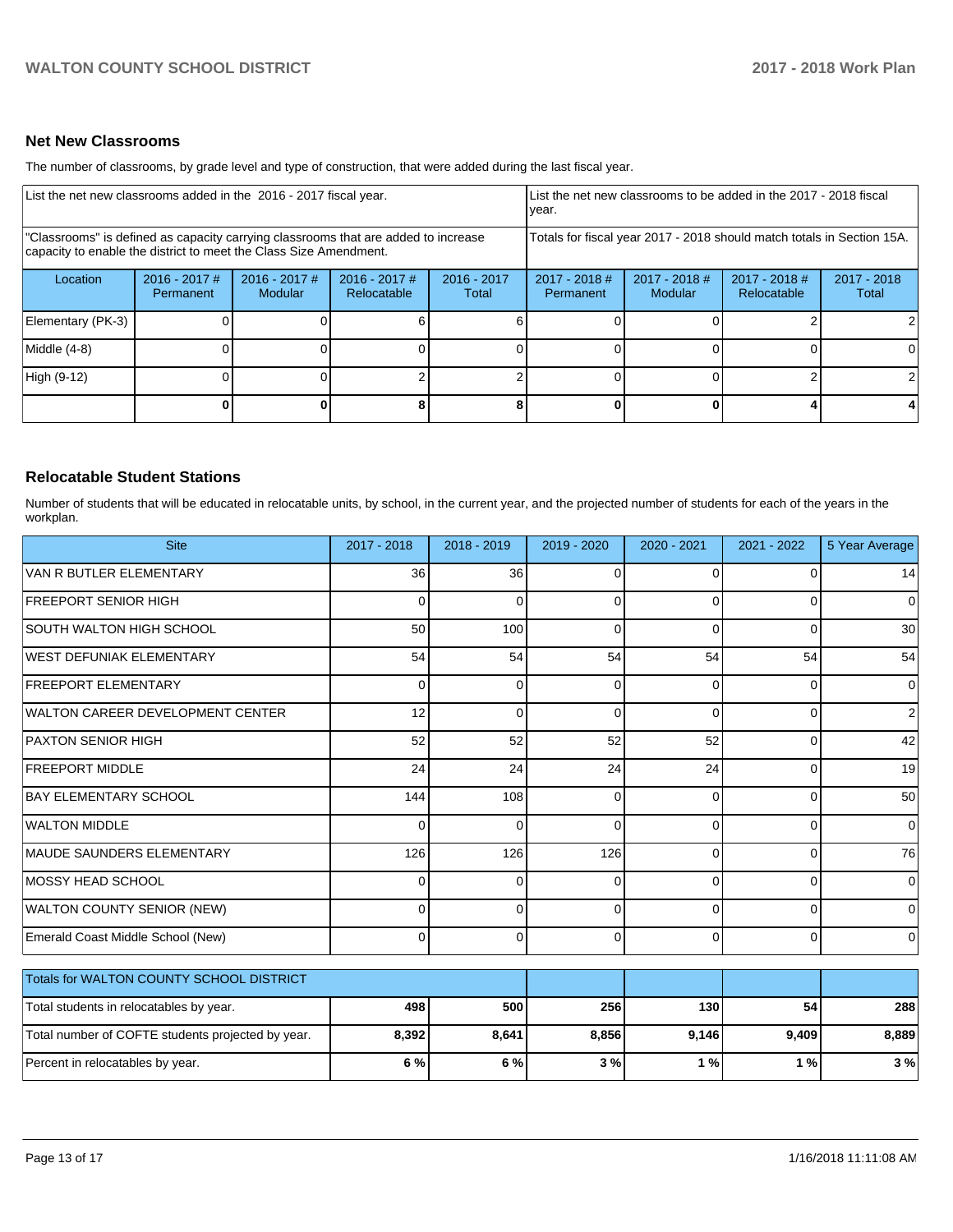## Net New Classrooms

The number of classrooms, by grade level and type of construction, that were added during the last fiscal year.

| List the net new classrooms added in the 2016 - 2017 fiscal year. | | | | | List the net new classrooms to be added in the 2017 - 2018 fiscal year. | | | |
|---|---|---|---|---|---|---|---|---|
| "Classrooms" is defined as capacity carrying classrooms that are added to increase capacity to enable the district to meet the Class Size Amendment. | | | | | Totals for fiscal year 2017 - 2018 should match totals in Section 15A. | | | |
| Location | 2016 - 2017 # Permanent | 2016 - 2017 # Modular | 2016 - 2017 # Relocatable | 2016 - 2017 Total | 2017 - 2018 # Permanent | 2017 - 2018 # Modular | 2017 - 2018 # Relocatable | 2017 - 2018 Total |
| Elementary (PK-3) | 0 | 0 | 6 | 6 | 0 | 0 | 2 | 2 |
| Middle (4-8) | 0 | 0 | 0 | 0 | 0 | 0 | 0 | 0 |
| High (9-12) | 0 | 0 | 2 | 2 | 0 | 0 | 2 | 2 |
| | **0** | **0** | **8** | **8** | **0** | **0** | **4** | **4** |

## Relocatable Student Stations

Number of students that will be educated in relocatable units, by school, in the current year, and the projected number of students for each of the years in the workplan.

| Site | 2017 - 2018 | 2018 - 2019 | 2019 - 2020 | 2020 - 2021 | 2021 - 2022 | 5 Year Average |
|---|---|---|---|---|---|---|
| VAN R BUTLER ELEMENTARY | 36 | 36 | 0 | 0 | 0 | 14 |
| FREEPORT SENIOR HIGH | 0 | 0 | 0 | 0 | 0 | 0 |
| SOUTH WALTON HIGH SCHOOL | 50 | 100 | 0 | 0 | 0 | 30 |
| WEST DEFUNIAK ELEMENTARY | 54 | 54 | 54 | 54 | 54 | 54 |
| FREEPORT ELEMENTARY | 0 | 0 | 0 | 0 | 0 | 0 |
| WALTON CAREER DEVELOPMENT CENTER | 12 | 0 | 0 | 0 | 0 | 2 |
| PAXTON SENIOR HIGH | 52 | 52 | 52 | 52 | 0 | 42 |
| FREEPORT MIDDLE | 24 | 24 | 24 | 24 | 0 | 19 |
| BAY ELEMENTARY SCHOOL | 144 | 108 | 0 | 0 | 0 | 50 |
| WALTON MIDDLE | 0 | 0 | 0 | 0 | 0 | 0 |
| MAUDE SAUNDERS ELEMENTARY | 126 | 126 | 126 | 0 | 0 | 76 |
| MOSSY HEAD SCHOOL | 0 | 0 | 0 | 0 | 0 | 0 |
| WALTON COUNTY SENIOR (NEW) | 0 | 0 | 0 | 0 | 0 | 0 |
| Emerald Coast Middle School (New) | 0 | 0 | 0 | 0 | 0 | 0 |

| Totals for WALTON COUNTY SCHOOL DISTRICT | | | | | | |
|---|---|---|---|---|---|---|
| Total students in relocatables by year. | **498** | **500** | **256** | **130** | **54** | **288** |
| Total number of COFTE students projected by year. | **8,392** | **8,641** | **8,856** | **9,146** | **9,409** | **8,889** |
| Percent in relocatables by year. | **6 %** | **6 %** | **3 %** | **1 %** | **1 %** | **3 %** |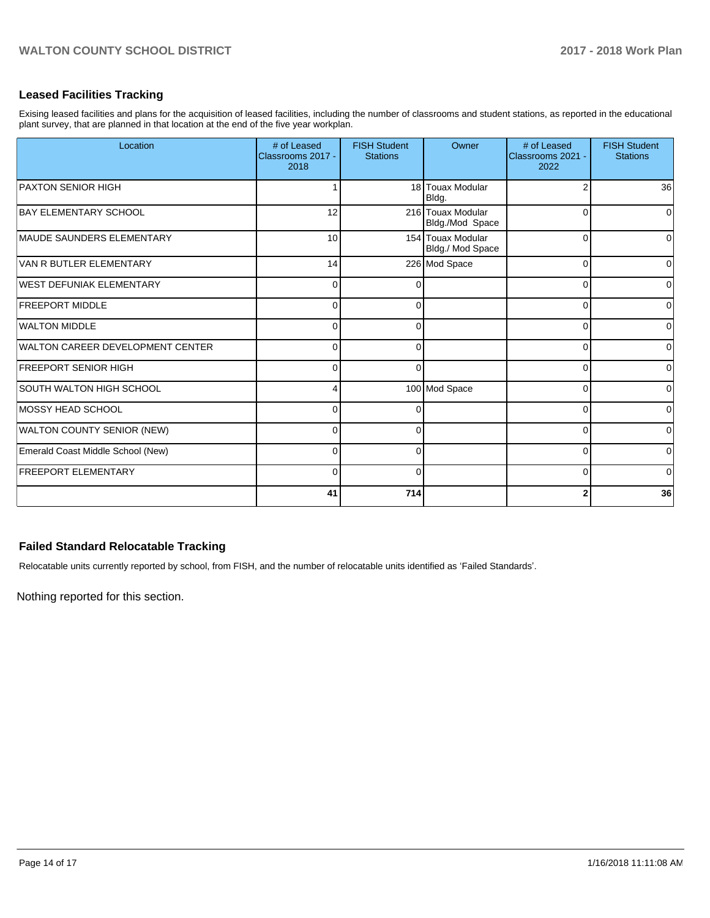## Leased Facilities Tracking

Exising leased facilities and plans for the acquisition of leased facilities, including the number of classrooms and student stations, as reported in the educational plant survey, that are planned in that location at the end of the five year workplan.

| Location | # of Leased Classrooms 2017 - 2018 | FISH Student Stations | Owner | # of Leased Classrooms 2021 - 2022 | FISH Student Stations |
|---|---|---|---|---|---|
| PAXTON SENIOR HIGH | 1 | 18 | Touax Modular Bldg. | 2 | 36 |
| BAY ELEMENTARY SCHOOL | 12 | 216 | Touax Modular Bldg./Mod Space | 0 | 0 |
| MAUDE SAUNDERS ELEMENTARY | 10 | 154 | Touax Modular Bldg./ Mod Space | 0 | 0 |
| VAN R BUTLER ELEMENTARY | 14 | 226 | Mod Space | 0 | 0 |
| WEST DEFUNIAK ELEMENTARY | 0 | 0 | | 0 | 0 |
| FREEPORT MIDDLE | 0 | 0 | | 0 | 0 |
| WALTON MIDDLE | 0 | 0 | | 0 | 0 |
| WALTON CAREER DEVELOPMENT CENTER | 0 | 0 | | 0 | 0 |
| FREEPORT SENIOR HIGH | 0 | 0 | | 0 | 0 |
| SOUTH WALTON HIGH SCHOOL | 4 | 100 | Mod Space | 0 | 0 |
| MOSSY HEAD SCHOOL | 0 | 0 | | 0 | 0 |
| WALTON COUNTY SENIOR (NEW) | 0 | 0 | | 0 | 0 |
| Emerald Coast Middle School (New) | 0 | 0 | | 0 | 0 |
| FREEPORT ELEMENTARY | 0 | 0 | | 0 | 0 |
| | **41** | **714** | | **2** | **36** |

## Failed Standard Relocatable Tracking

Relocatable units currently reported by school, from FISH, and the number of relocatable units identified as 'Failed Standards'.

Nothing reported for this section.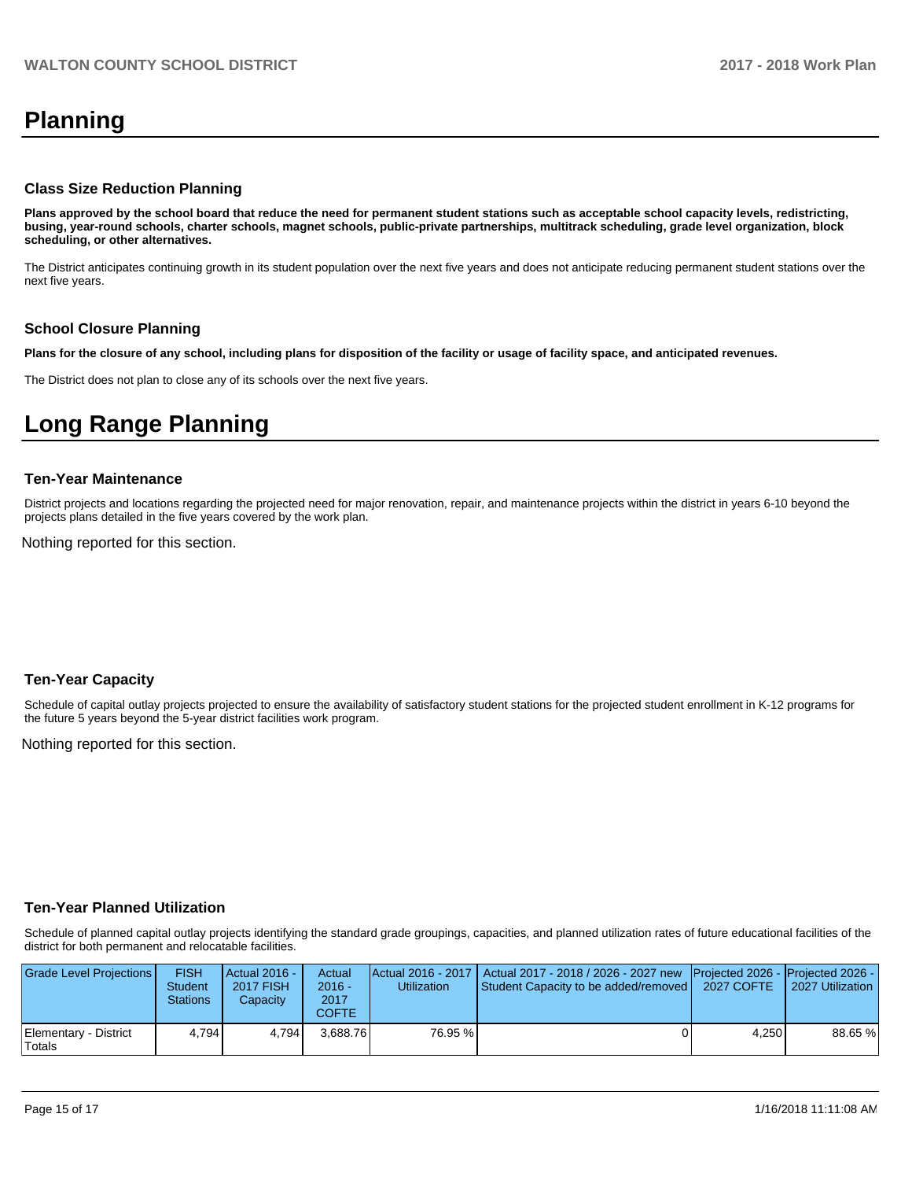# Planning

## Class Size Reduction Planning

**Plans approved by the school board that reduce the need for permanent student stations such as acceptable school capacity levels, redistricting, busing, year-round schools, charter schools, magnet schools, public-private partnerships, multitrack scheduling, grade level organization, block scheduling, or other alternatives.**

The District anticipates continuing growth in its student population over the next five years and does not anticipate reducing permanent student stations over the next five years.

## School Closure Planning

**Plans for the closure of any school, including plans for disposition of the facility or usage of facility space, and anticipated revenues.**

The District does not plan to close any of its schools over the next five years.

# Long Range Planning

## Ten-Year Maintenance

District projects and locations regarding the projected need for major renovation, repair, and maintenance projects within the district in years 6-10 beyond the projects plans detailed in the five years covered by the work plan.

Nothing reported for this section.

## Ten-Year Capacity

Schedule of capital outlay projects projected to ensure the availability of satisfactory student stations for the projected student enrollment in K-12 programs for the future 5 years beyond the 5-year district facilities work program.

Nothing reported for this section.

## Ten-Year Planned Utilization

Schedule of planned capital outlay projects identifying the standard grade groupings, capacities, and planned utilization rates of future educational facilities of the district for both permanent and relocatable facilities.

| Grade Level Projections | FISH Student Stations | Actual 2016 - 2017 FISH Capacity | Actual 2016 - 2017 COFTE | Actual 2016 - 2017 Utilization | Actual 2017 - 2018 / 2026 - 2027 new Student Capacity to be added/removed | Projected 2026 - 2027 COFTE | Projected 2026 - 2027 Utilization |
|---|---|---|---|---|---|---|---|
| Elementary - District Totals | 4,794 | 4,794 | 3,688.76 | 76.95 % | 0 | 4,250 | 88.65 % |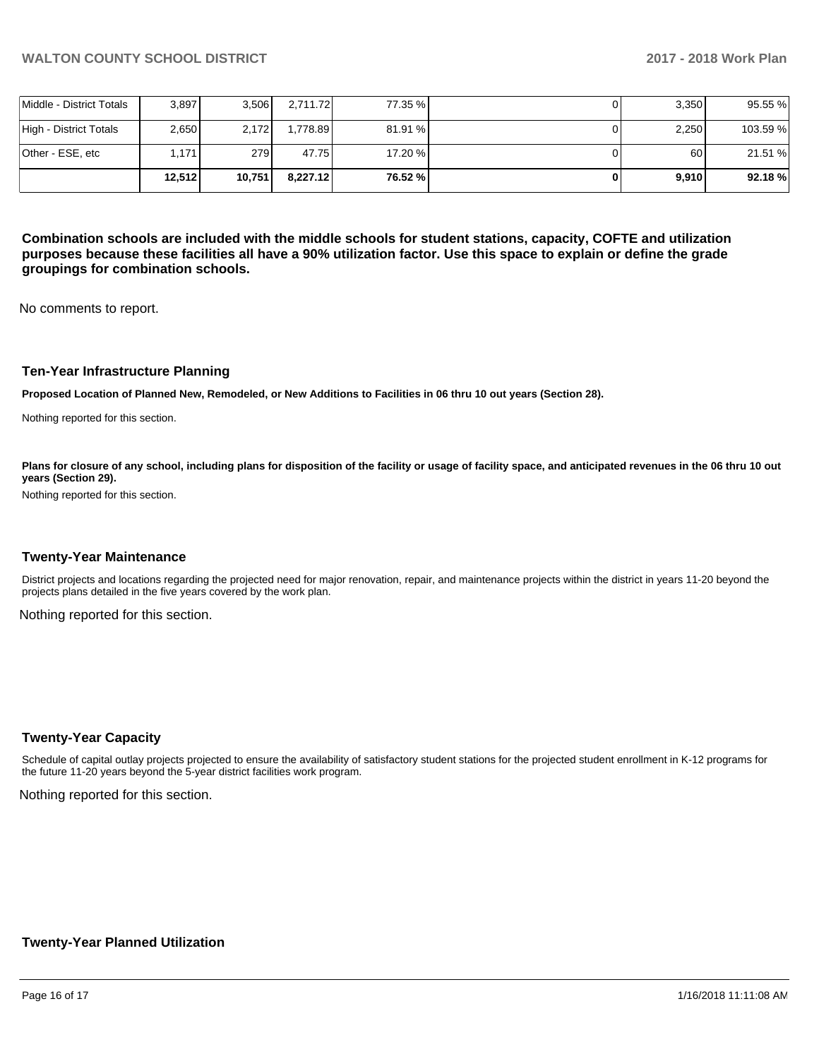| | | | | | | | |
|---|---|---|---|---|---|---|---|
| Middle - District Totals | 3,897 | 3,506 | 2,711.72 | 77.35 % | 0 | 3,350 | 95.55 % |
| High - District Totals | 2,650 | 2,172 | 1,778.89 | 81.91 % | 0 | 2,250 | 103.59 % |
| Other - ESE, etc | 1,171 | 279 | 47.75 | 17.20 % | 0 | 60 | 21.51 % |
| | **12,512** | **10,751** | **8,227.12** | **76.52 %** | **0** | **9,910** | **92.18 %** |

**Combination schools are included with the middle schools for student stations, capacity, COFTE and utilization purposes because these facilities all have a 90% utilization factor. Use this space to explain or define the grade groupings for combination schools.**

No comments to report.

### Ten-Year Infrastructure Planning

**Proposed Location of Planned New, Remodeled, or New Additions to Facilities in 06 thru 10 out years (Section 28).**

Nothing reported for this section.

**Plans for closure of any school, including plans for disposition of the facility or usage of facility space, and anticipated revenues in the 06 thru 10 out years (Section 29).**

Nothing reported for this section.

### Twenty-Year Maintenance

District projects and locations regarding the projected need for major renovation, repair, and maintenance projects within the district in years 11-20 beyond the projects plans detailed in the five years covered by the work plan.

Nothing reported for this section.

### Twenty-Year Capacity

Schedule of capital outlay projects projected to ensure the availability of satisfactory student stations for the projected student enrollment in K-12 programs for the future 11-20 years beyond the 5-year district facilities work program.

Nothing reported for this section.

### Twenty-Year Planned Utilization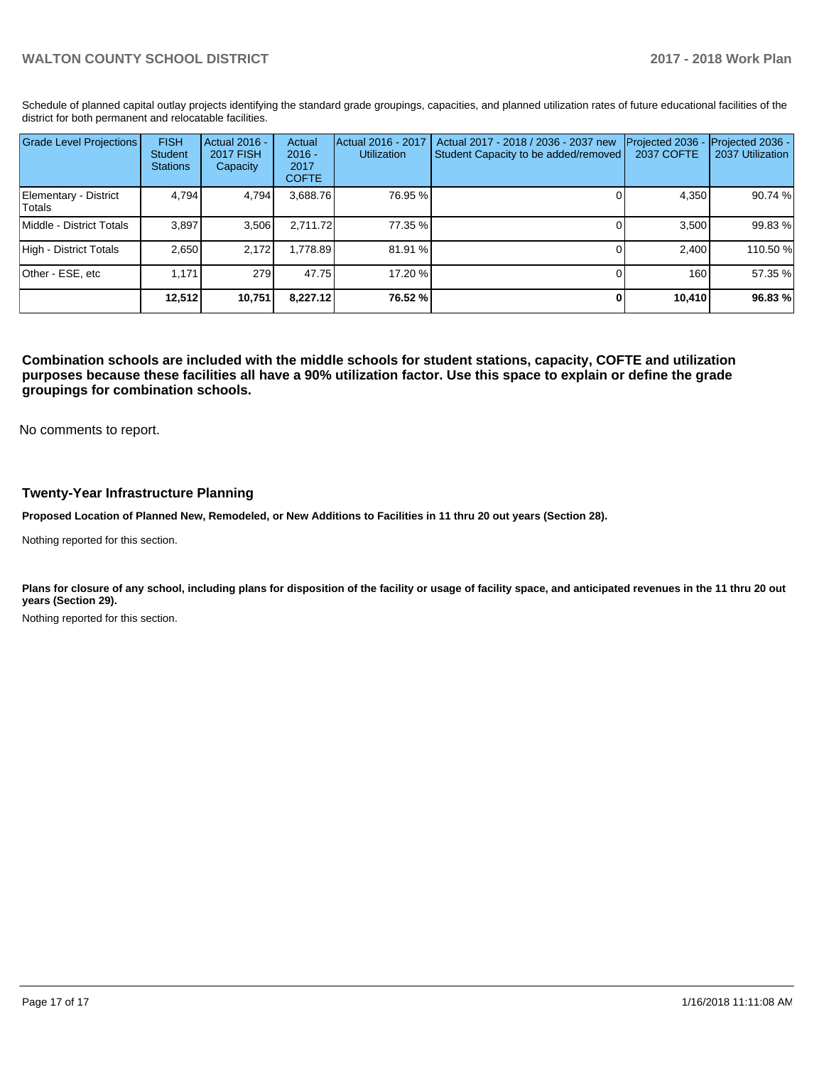Schedule of planned capital outlay projects identifying the standard grade groupings, capacities, and planned utilization rates of future educational facilities of the district for both permanent and relocatable facilities.

| Grade Level Projections | FISH Student Stations | Actual 2016 - 2017 FISH Capacity | Actual 2016 - 2017 COFTE | Actual 2016 - 2017 Utilization | Actual 2017 - 2018 / 2036 - 2037 new Student Capacity to be added/removed | Projected 2036 - 2037 COFTE | Projected 2036 - 2037 Utilization |
|---|---|---|---|---|---|---|---|
| Elementary - District Totals | 4,794 | 4,794 | 3,688.76 | 76.95 % | 0 | 4,350 | 90.74 % |
| Middle - District Totals | 3,897 | 3,506 | 2,711.72 | 77.35 % | 0 | 3,500 | 99.83 % |
| High - District Totals | 2,650 | 2,172 | 1,778.89 | 81.91 % | 0 | 2,400 | 110.50 % |
| Other - ESE, etc | 1,171 | 279 | 47.75 | 17.20 % | 0 | 160 | 57.35 % |
| | **12,512** | **10,751** | **8,227.12** | **76.52 %** | **0** | **10,410** | **96.83 %** |

**Combination schools are included with the middle schools for student stations, capacity, COFTE and utilization purposes because these facilities all have a 90% utilization factor. Use this space to explain or define the grade groupings for combination schools.**

No comments to report.

## Twenty-Year Infrastructure Planning

**Proposed Location of Planned New, Remodeled, or New Additions to Facilities in 11 thru 20 out years (Section 28).**

Nothing reported for this section.

**Plans for closure of any school, including plans for disposition of the facility or usage of facility space, and anticipated revenues in the 11 thru 20 out years (Section 29).**

Nothing reported for this section.